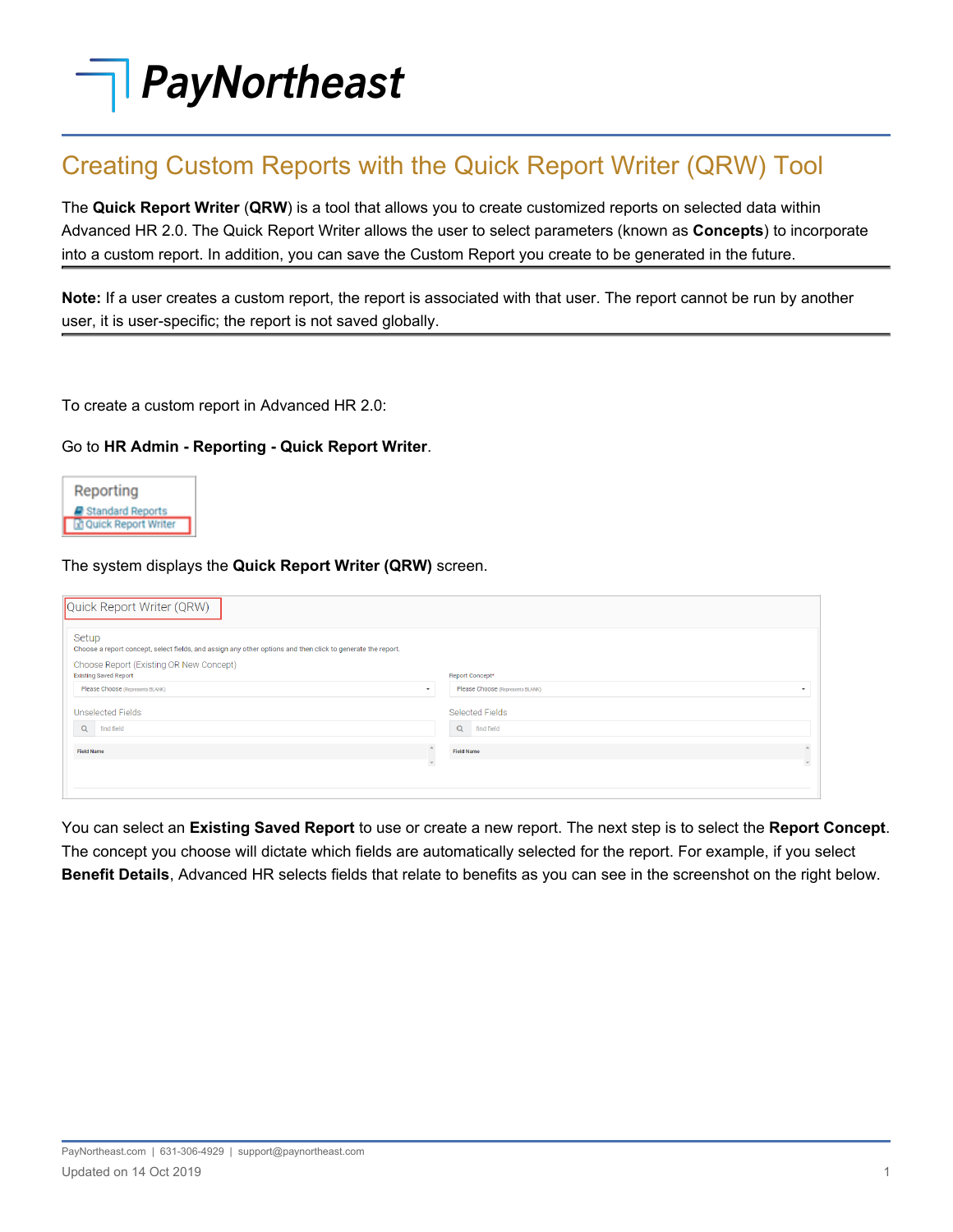# Creating Custom Reports with the Quick Report Writer (QRW) Tool

The **Quick Report Writer** (**QRW**) is a tool that allows you to create customized reports on selected data within Advanced HR 2.0. The Quick Report Writer allows the user to select parameters (known as **Concepts**) to incorporate into a custom report. In addition, you can save the Custom Report you create to be generated in the future.

**Note:** If a user creates a custom report, the report is associated with that user. The report cannot be run by another user, it is user-specific; the report is not saved globally.

To create a custom report in Advanced HR 2.0:

Go to **HR Admin - Reporting - Quick Report Writer**.

The system displays the **Quick Report Writer (QRW)** screen.

You can select an **Existing Saved Report** to use or create a new report. The next step is to select the **Report Concept**. The concept you choose will dictate which fields are automatically selected for the report. For example, if you select **Benefit Details**, Advanced HR selects fields that relate to benefits as you can see in the screenshot on the right below.

PayNortheast.com | 631-306-4929 | support@paynortheast.com

Updated on 14 Oct 2019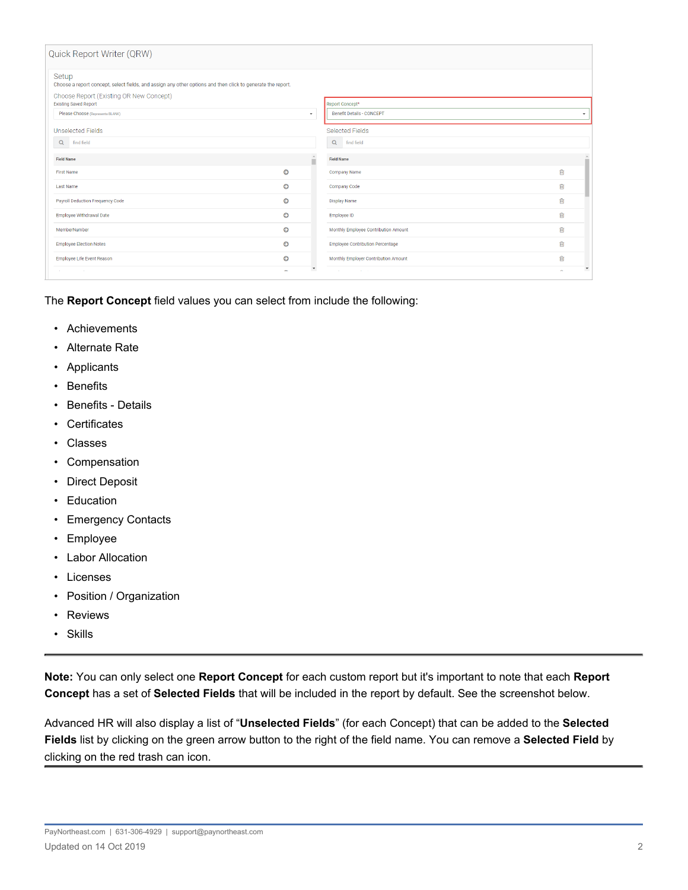The **Report Concept** field values you can select from include the following:

- Achievements
- Alternate Rate
- Applicants
- Benefits
- Benefits - Details
- Certificates
- Classes
- Compensation
- Direct Deposit
- Education
- Emergency Contacts
- Employee
- Labor Allocation
- Licenses
- Position / Organization
- Reviews
- Skills

---

**Note:** You can only select one **Report Concept** for each custom report but it's important to note that each **Report Concept** has a set of **Selected Fields** that will be included in the report by default. See the screenshot below.

Advanced HR will also display a list of "**Unselected Fields**" (for each Concept) that can be added to the **Selected Fields** list by clicking on the green arrow button to the right of the field name. You can remove a **Selected Field** by clicking on the red trash can icon.

---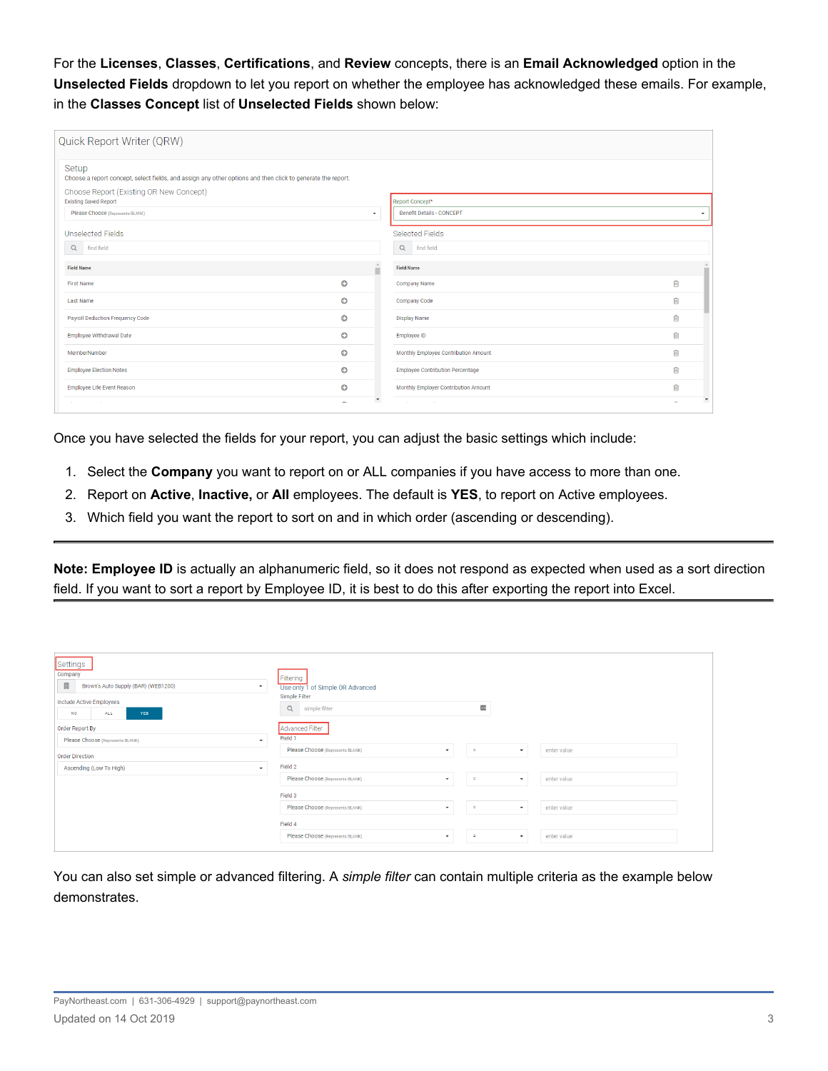For the **Licenses**, **Classes**, **Certifications**, and **Review** concepts, there is an **Email Acknowledged** option in the **Unselected Fields** dropdown to let you report on whether the employee has acknowledged these emails. For example, in the **Classes Concept** list of **Unselected Fields** shown below:

Once you have selected the fields for your report, you can adjust the basic settings which include:

1. Select the **Company** you want to report on or ALL companies if you have access to more than one.
2. Report on **Active**, **Inactive,** or **All** employees. The default is **YES**, to report on Active employees.
3. Which field you want the report to sort on and in which order (ascending or descending).

---

**Note: Employee ID** is actually an alphanumeric field, so it does not respond as expected when used as a sort direction field. If you want to sort a report by Employee ID, it is best to do this after exporting the report into Excel.

---

You can also set simple or advanced filtering. A *simple filter* can contain multiple criteria as the example below demonstrates.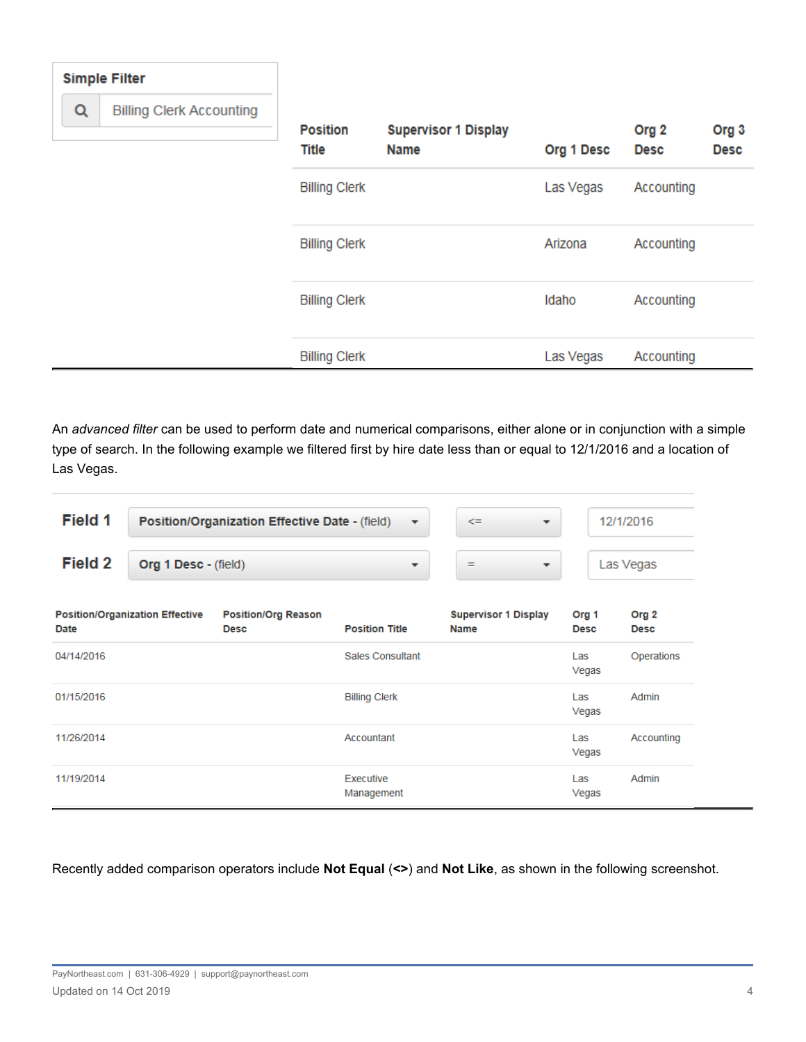Simple Filter

Billing Clerk Accounting

| Position Title | Supervisor 1 Display Name | Org 1 Desc | Org 2 Desc | Org 3 Desc |
| --- | --- | --- | --- | --- |
| Billing Clerk | | Las Vegas | Accounting | |
| Billing Clerk | | Arizona | Accounting | |
| Billing Clerk | | Idaho | Accounting | |
| Billing Clerk | | Las Vegas | Accounting | |

An *advanced filter* can be used to perform date and numerical comparisons, either alone or in conjunction with a simple type of search. In the following example we filtered first by hire date less than or equal to 12/1/2016 and a location of Las Vegas.

| | | | |
| --- | --- | --- | --- |
| **Field 1** | **Position/Organization Effective Date** - (field) | <= | 12/1/2016 |
| **Field 2** | **Org 1 Desc** - (field) | = | Las Vegas |

| Position/Organization Effective Date | Position/Org Reason Desc | Position Title | Supervisor 1 Display Name | Org 1 Desc | Org 2 Desc |
| --- | --- | --- | --- | --- | --- |
| 04/14/2016 | | Sales Consultant | | Las Vegas | Operations |
| 01/15/2016 | | Billing Clerk | | Las Vegas | Admin |
| 11/26/2014 | | Accountant | | Las Vegas | Accounting |
| 11/19/2014 | | Executive Management | | Las Vegas | Admin |

Recently added comparison operators include **Not Equal** (**<>**) and **Not Like**, as shown in the following screenshot.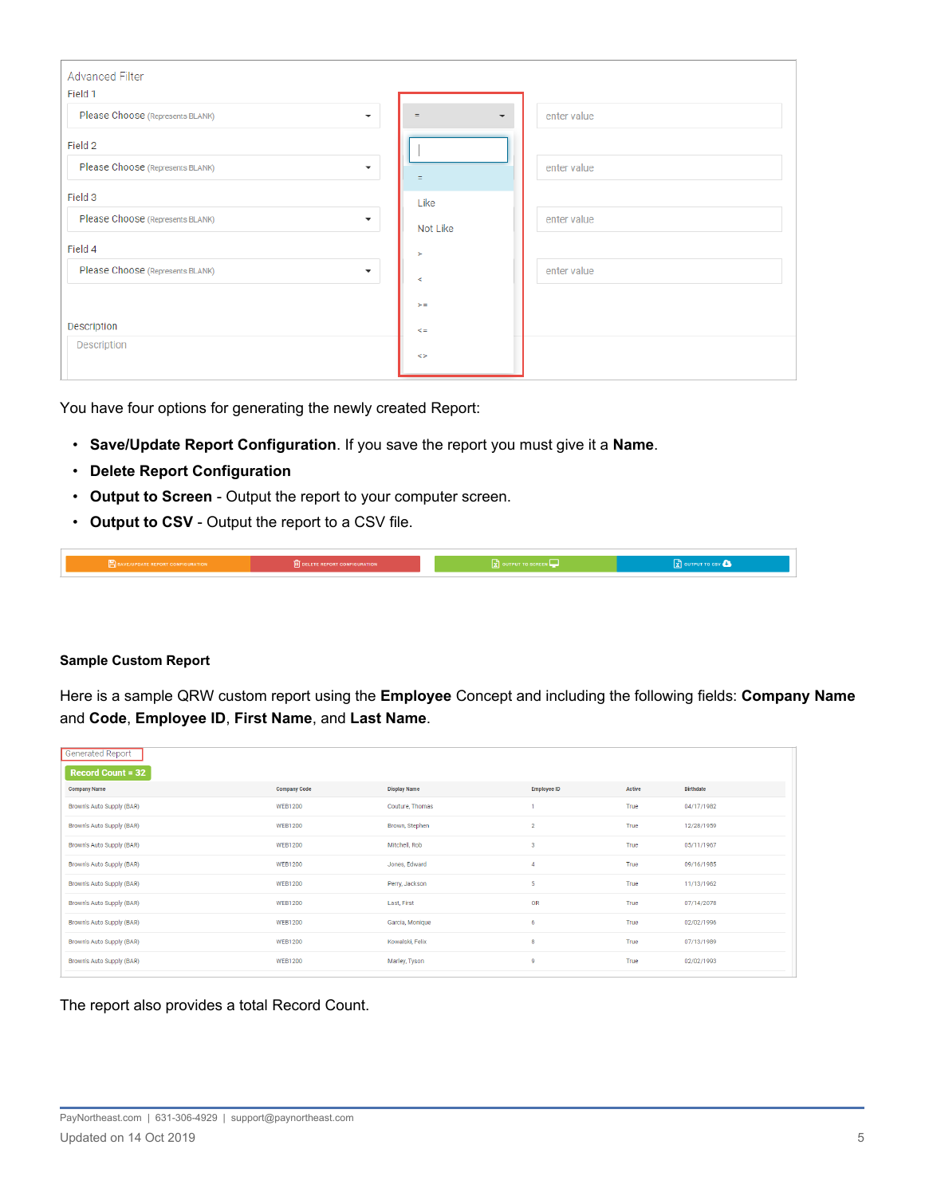Advanced Filter

Field 1

Please Choose (Represents BLANK)

Field 2

Please Choose (Represents BLANK)

Field 3

Please Choose (Represents BLANK)

Field 4

Please Choose (Represents BLANK)

=

Like

Not Like

>

<

>=

<=

<>

enter value

enter value

enter value

enter value

Description

Description

You have four options for generating the newly created Report:

- **Save/Update Report Configuration**. If you save the report you must give it a **Name**.
- **Delete Report Configuration**
- **Output to Screen** - Output the report to your computer screen.
- **Output to CSV** - Output the report to a CSV file.

SAVE/UPDATE REPORT CONFIGURATION | DELETE REPORT CONFIGURATION | OUTPUT TO SCREEN | OUTPUT TO CSV

**Sample Custom Report**

Here is a sample QRW custom report using the **Employee** Concept and including the following fields: **Company Name** and **Code**, **Employee ID**, **First Name**, and **Last Name**.

Generated Report

Record Count = 32

| Company Name | Company Code | Display Name | Employee ID | Active | Birthdate |
|---|---|---|---|---|---|
| Brown's Auto Supply (BAR) | WEB1200 | Couture, Thomas | 1 | True | 04/17/1982 |
| Brown's Auto Supply (BAR) | WEB1200 | Brown, Stephen | 2 | True | 12/28/1950 |
| Brown's Auto Supply (BAR) | WEB1200 | Mitchell, Rob | 3 | True | 05/11/1967 |
| Brown's Auto Supply (BAR) | WEB1200 | Jones, Edward | 4 | True | 09/16/1985 |
| Brown's Auto Supply (BAR) | WEB1200 | Perry, Jackson | 5 | True | 11/13/1962 |
| Brown's Auto Supply (BAR) | WEB1200 | Last, First | OB | True | 07/14/2078 |
| Brown's Auto Supply (BAR) | WEB1200 | Garcia, Monique | 6 | True | 02/02/1996 |
| Brown's Auto Supply (BAR) | WEB1200 | Kowalski, Felix | 8 | True | 07/13/1989 |
| Brown's Auto Supply (BAR) | WEB1200 | Marley, Tyson | 9 | True | 02/02/1993 |

The report also provides a total Record Count.

PayNortheast.com | 631-306-4929 | support@paynortheast.com

Updated on 14 Oct 2019